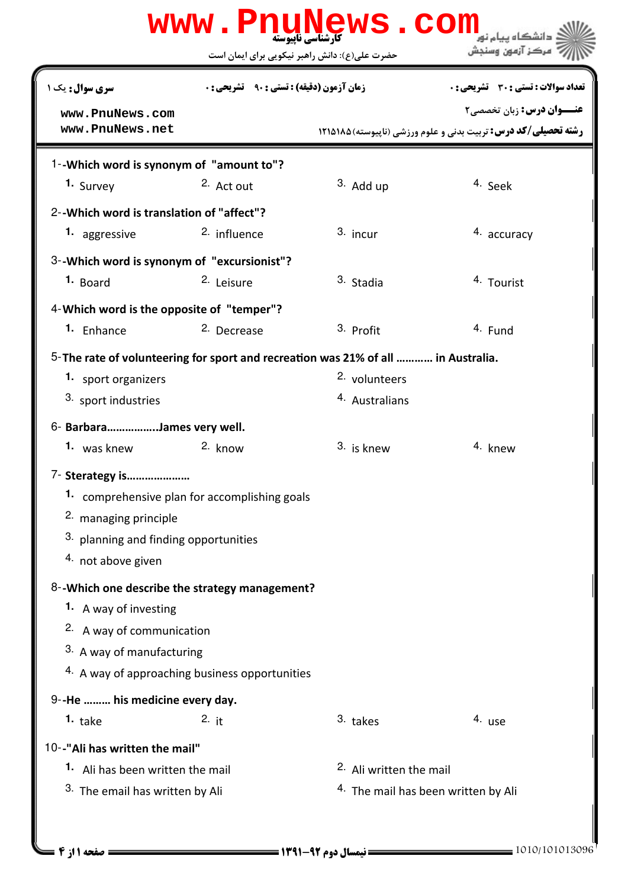کارشناسی ناپیوسته

حضرت علی(ع): دانش راهبر نیکویی برای ایمان است

دانشگاه پیام نور
مرکز آزمون وسنجش

**سری سوال:** یک ۱ | **زمان آزمون (دقیقه) : تستی :** ۹۰ **تشریحی :** ۰ | **تعداد سوالات : تستی :** ۳۰ **تشریحی :** ۰

www.PnuNews.com
www.PnuNews.net

**عنـــوان درس:** زبان تخصصی۲

**رشته تحصیلی/کد درس:** تربیت بدنی و علوم ورزشی (ناپیوسته)۱۲۱۵۱۸۵

1--**Which word is synonym of "amount to"?**

1. Survey
2. Act out
3. Add up
4. Seek

2--**Which word is translation of "affect"?**

1. aggressive
2. influence
3. incur
4. accuracy

3--**Which word is synonym of "excursionist"?**

1. Board
2. Leisure
3. Stadia
4. Tourist

4-**Which word is the opposite of "temper"?**

1. Enhance
2. Decrease
3. Profit
4. Fund

5-**The rate of volunteering for sport and recreation was 21% of all ………… in Australia.**

1. sport organizers
2. volunteers
3. sport industries
4. Australians

6- **Barbara……………..James very well.**

1. was knew
2. know
3. is knew
4. knew

7- **Sterategy is…………………**

1. comprehensive plan for accomplishing goals
2. managing principle
3. planning and finding opportunities
4. not above given

8--**Which one describe the strategy management?**

1. A way of investing
2. A way of communication
3. A way of manufacturing
4. A way of approaching business opportunities

9--**He ……… his medicine every day.**

1. take
2. it
3. takes
4. use

10--**"Ali has written the mail"**

1. Ali has been written the mail
2. Ali written the mail
3. The email has written by Ali
4. The mail has been written by Ali

نیمسال دوم ۹۲-۱۳۹۱

1010/101013096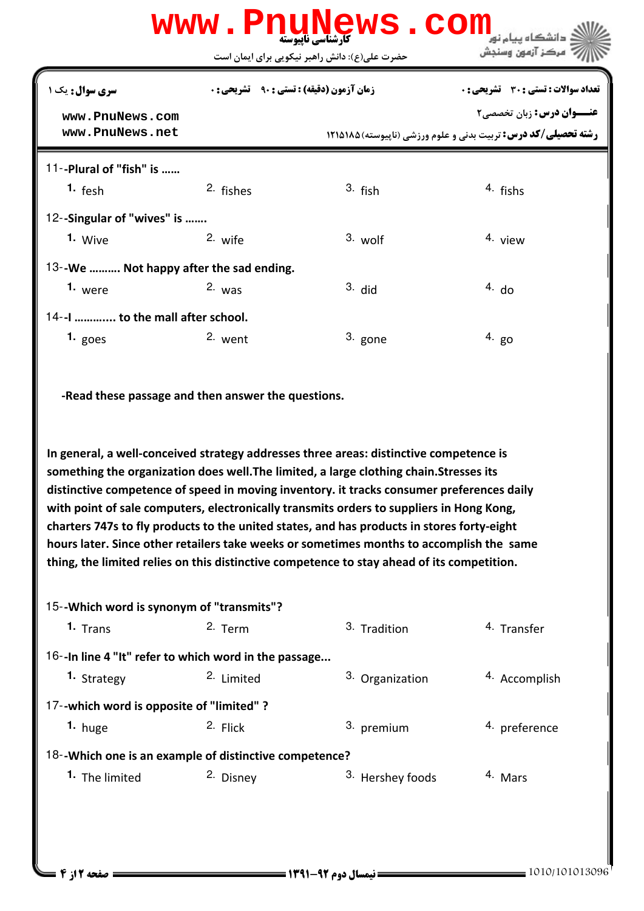11--**Plural of "fish" is ……**

1. fesh
2. fishes
3. fish
4. fishs

12--**Singular of "wives" is …….**

1. Wive
2. wife
3. wolf
4. view

13--**We ………. Not happy after the sad ending.**

1. were
2. was
3. did
4. do

14--**I ………… to the mall after school.**

1. goes
2. went
3. gone
4. go

**-Read these passage and then answer the questions.**

**In general, a well-conceived strategy addresses three areas: distinctive competence is something the organization does well.The limited, a large clothing chain.Stresses its distinctive competence of speed in moving inventory. it tracks consumer preferences daily with point of sale computers, electronically transmits orders to suppliers in Hong Kong, charters 747s to fly products to the united states, and has products in stores forty-eight hours later. Since other retailers take weeks or sometimes months to accomplish the same thing, the limited relies on this distinctive competence to stay ahead of its competition.**

15--**Which word is synonym of "transmits"?**

1. Trans
2. Term
3. Tradition
4. Transfer

16--**In line 4 "It" refer to which word in the passage...**

1. Strategy
2. Limited
3. Organization
4. Accomplish

17--**which word is opposite of "limited" ?**

1. huge
2. Flick
3. premium
4. preference

18--**Which one is an example of distinctive competence?**

1. The limited
2. Disney
3. Hershey foods
4. Mars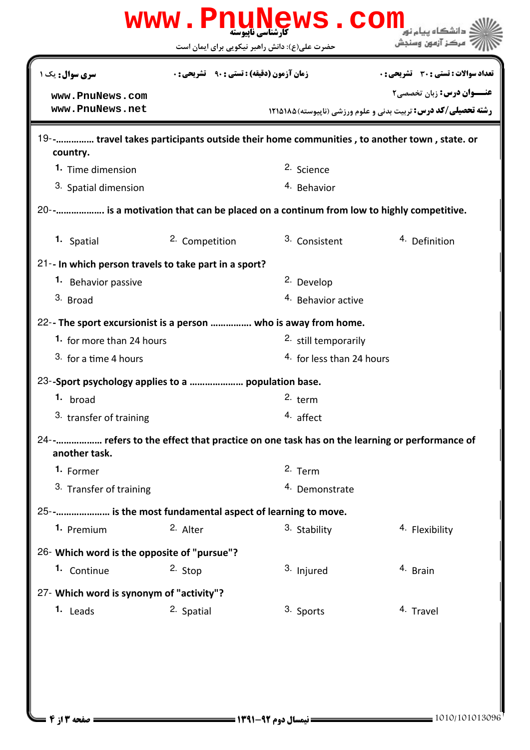19-- …………… travel takes participants outside their home communities , to another town , state. or country.

1. Time dimension
2. Science
3. Spatial dimension
4. Behavior

20-- ……………… is a motivation that can be placed on a continuum from low to highly competitive.

1. Spatial
2. Competition
3. Consistent
4. Definition

21-- In which person travels to take part in a sport?

1. Behavior passive
2. Develop
3. Broad
4. Behavior active

22-- The sport excursionist is a person …………… who is away from home.

1. for more than 24 hours
2. still temporarily
3. for a time 4 hours
4. for less than 24 hours

23--Sport psychology applies to a ………………… population base.

1. broad
2. term
3. transfer of training
4. affect

24-- ……………… refers to the effect that practice on one task has on the learning or performance of another task.

1. Former
2. Term
3. Transfer of training
4. Demonstrate

25-- ………………… is the most fundamental aspect of learning to move.

1. Premium
2. Alter
3. Stability
4. Flexibility

26- Which word is the opposite of "pursue"?

1. Continue
2. Stop
3. Injured
4. Brain

27- Which word is synonym of "activity"?

1. Leads
2. Spatial
3. Sports
4. Travel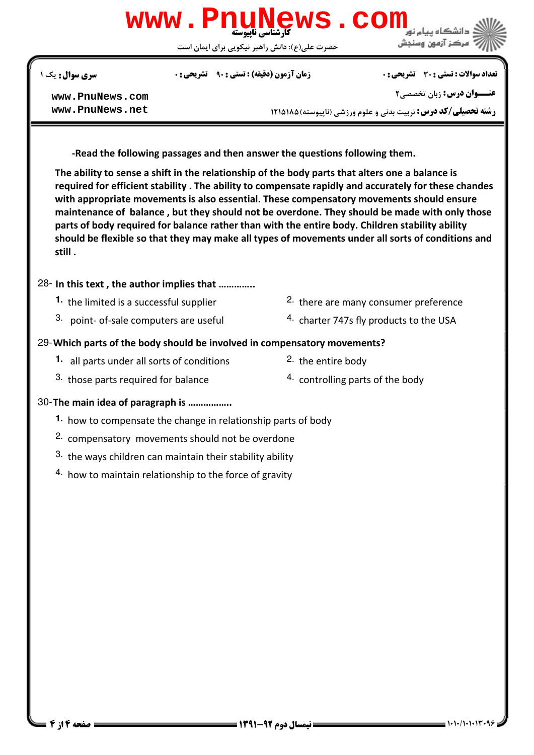-Read the following passages and then answer the questions following them.

**The ability to sense a shift in the relationship of the body parts that alters one a balance is required for efficient stability . The ability to compensate rapidly and accurately for these chandes with appropriate movements is also essential. These compensatory movements should ensure maintenance of balance , but they should not be overdone. They should be made with only those parts of body required for balance rather than with the entire body. Children stability ability should be flexible so that they may make all types of movements under all sorts of conditions and still .**

28- **In this text , the author implies that …………..**

1. the limited is a successful supplier
2. there are many consumer preference
3. point- of-sale computers are useful
4. charter 747s fly products to the USA

29- **Which parts of the body should be involved in compensatory movements?**

1. all parts under all sorts of conditions
2. the entire body
3. those parts required for balance
4. controlling parts of the body

30- **The main idea of paragraph is ……………..**

1. how to compensate the change in relationship parts of body
2. compensatory movements should not be overdone
3. the ways children can maintain their stability ability
4. how to maintain relationship to the force of gravity